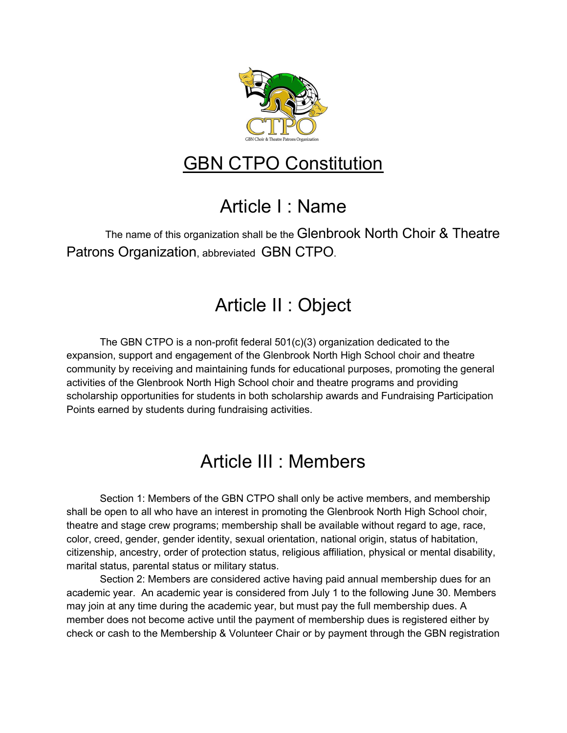# GBN CTPO Constitution

## Article I : Name

The name of this organization shall be the Glenbrook North Choir & Theatre Patrons Organization, abbreviated GBN CTPO.

## Article II : Object

The GBN CTPO is a non-profit federal 501(c)(3) organization dedicated to the expansion, support and engagement of the Glenbrook North High School choir and theatre community by receiving and maintaining funds for educational purposes, promoting the general activities of the Glenbrook North High School choir and theatre programs and providing scholarship opportunities for students in both scholarship awards and Fundraising Participation Points earned by students during fundraising activities.

## Article III : Members

Section 1: Members of the GBN CTPO shall only be active members, and membership shall be open to all who have an interest in promoting the Glenbrook North High School choir, theatre and stage crew programs; membership shall be available without regard to age, race, color, creed, gender, gender identity, sexual orientation, national origin, status of habitation, citizenship, ancestry, order of protection status, religious affiliation, physical or mental disability, marital status, parental status or military status.

Section 2: Members are considered active having paid annual membership dues for an academic year. An academic year is considered from July 1 to the following June 30. Members may join at any time during the academic year, but must pay the full membership dues. A member does not become active until the payment of membership dues is registered either by check or cash to the Membership & Volunteer Chair or by payment through the GBN registration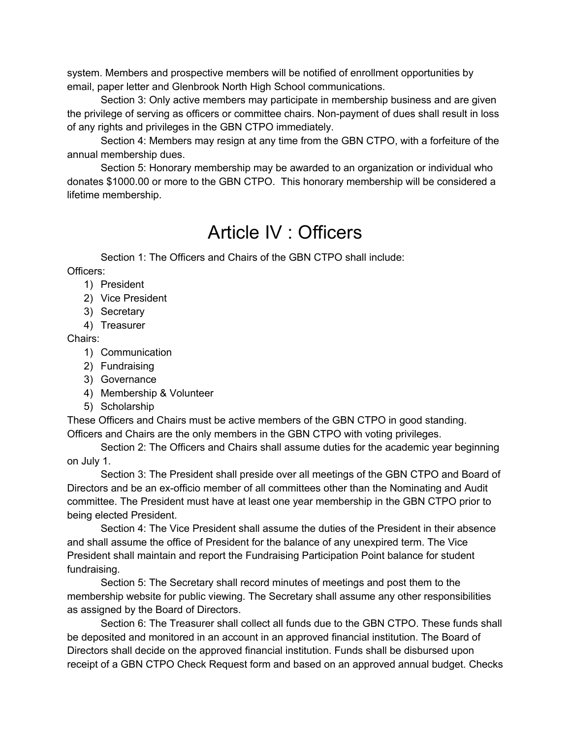system. Members and prospective members will be notified of enrollment opportunities by email, paper letter and Glenbrook North High School communications.

Section 3: Only active members may participate in membership business and are given the privilege of serving as officers or committee chairs. Non-payment of dues shall result in loss of any rights and privileges in the GBN CTPO immediately.

Section 4: Members may resign at any time from the GBN CTPO, with a forfeiture of the annual membership dues.

Section 5: Honorary membership may be awarded to an organization or individual who donates $1000.00 or more to the GBN CTPO. This honorary membership will be considered a lifetime membership.

# Article IV : Officers

Section 1: The Officers and Chairs of the GBN CTPO shall include:

Officers:

1) President
2) Vice President
3) Secretary
4) Treasurer

Chairs:

1) Communication
2) Fundraising
3) Governance
4) Membership & Volunteer
5) Scholarship

These Officers and Chairs must be active members of the GBN CTPO in good standing. Officers and Chairs are the only members in the GBN CTPO with voting privileges.

Section 2: The Officers and Chairs shall assume duties for the academic year beginning on July 1.

Section 3: The President shall preside over all meetings of the GBN CTPO and Board of Directors and be an ex-officio member of all committees other than the Nominating and Audit committee. The President must have at least one year membership in the GBN CTPO prior to being elected President.

Section 4: The Vice President shall assume the duties of the President in their absence and shall assume the office of President for the balance of any unexpired term. The Vice President shall maintain and report the Fundraising Participation Point balance for student fundraising.

Section 5: The Secretary shall record minutes of meetings and post them to the membership website for public viewing. The Secretary shall assume any other responsibilities as assigned by the Board of Directors.

Section 6: The Treasurer shall collect all funds due to the GBN CTPO. These funds shall be deposited and monitored in an account in an approved financial institution. The Board of Directors shall decide on the approved financial institution. Funds shall be disbursed upon receipt of a GBN CTPO Check Request form and based on an approved annual budget. Checks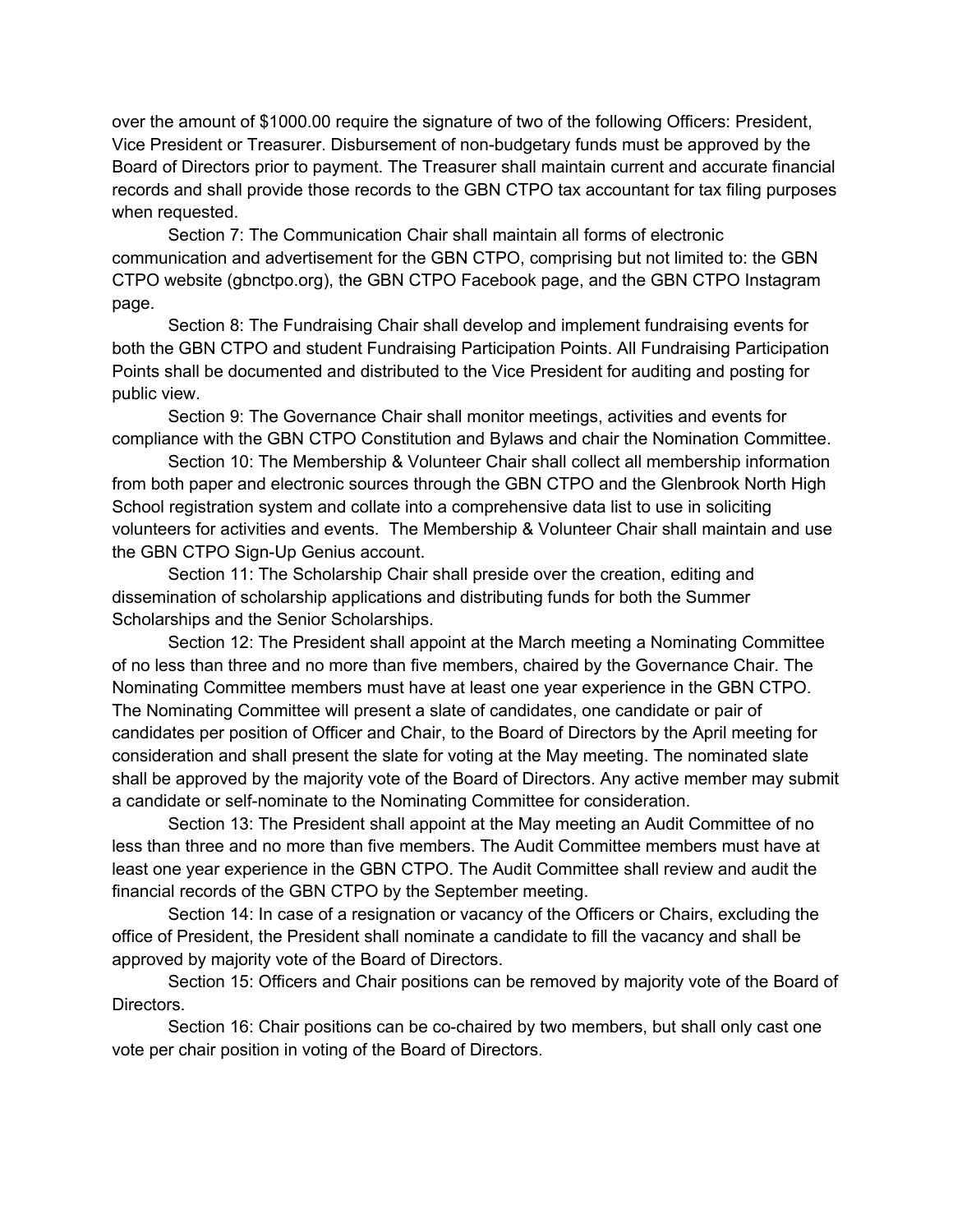over the amount of $1000.00 require the signature of two of the following Officers: President, Vice President or Treasurer. Disbursement of non-budgetary funds must be approved by the Board of Directors prior to payment. The Treasurer shall maintain current and accurate financial records and shall provide those records to the GBN CTPO tax accountant for tax filing purposes when requested.

Section 7: The Communication Chair shall maintain all forms of electronic communication and advertisement for the GBN CTPO, comprising but not limited to: the GBN CTPO website (gbnctpo.org), the GBN CTPO Facebook page, and the GBN CTPO Instagram page.

Section 8: The Fundraising Chair shall develop and implement fundraising events for both the GBN CTPO and student Fundraising Participation Points. All Fundraising Participation Points shall be documented and distributed to the Vice President for auditing and posting for public view.

Section 9: The Governance Chair shall monitor meetings, activities and events for compliance with the GBN CTPO Constitution and Bylaws and chair the Nomination Committee.

Section 10: The Membership & Volunteer Chair shall collect all membership information from both paper and electronic sources through the GBN CTPO and the Glenbrook North High School registration system and collate into a comprehensive data list to use in soliciting volunteers for activities and events. The Membership & Volunteer Chair shall maintain and use the GBN CTPO Sign-Up Genius account.

Section 11: The Scholarship Chair shall preside over the creation, editing and dissemination of scholarship applications and distributing funds for both the Summer Scholarships and the Senior Scholarships.

Section 12: The President shall appoint at the March meeting a Nominating Committee of no less than three and no more than five members, chaired by the Governance Chair. The Nominating Committee members must have at least one year experience in the GBN CTPO. The Nominating Committee will present a slate of candidates, one candidate or pair of candidates per position of Officer and Chair, to the Board of Directors by the April meeting for consideration and shall present the slate for voting at the May meeting. The nominated slate shall be approved by the majority vote of the Board of Directors. Any active member may submit a candidate or self-nominate to the Nominating Committee for consideration.

Section 13: The President shall appoint at the May meeting an Audit Committee of no less than three and no more than five members. The Audit Committee members must have at least one year experience in the GBN CTPO. The Audit Committee shall review and audit the financial records of the GBN CTPO by the September meeting.

Section 14: In case of a resignation or vacancy of the Officers or Chairs, excluding the office of President, the President shall nominate a candidate to fill the vacancy and shall be approved by majority vote of the Board of Directors.

Section 15: Officers and Chair positions can be removed by majority vote of the Board of Directors.

Section 16: Chair positions can be co-chaired by two members, but shall only cast one vote per chair position in voting of the Board of Directors.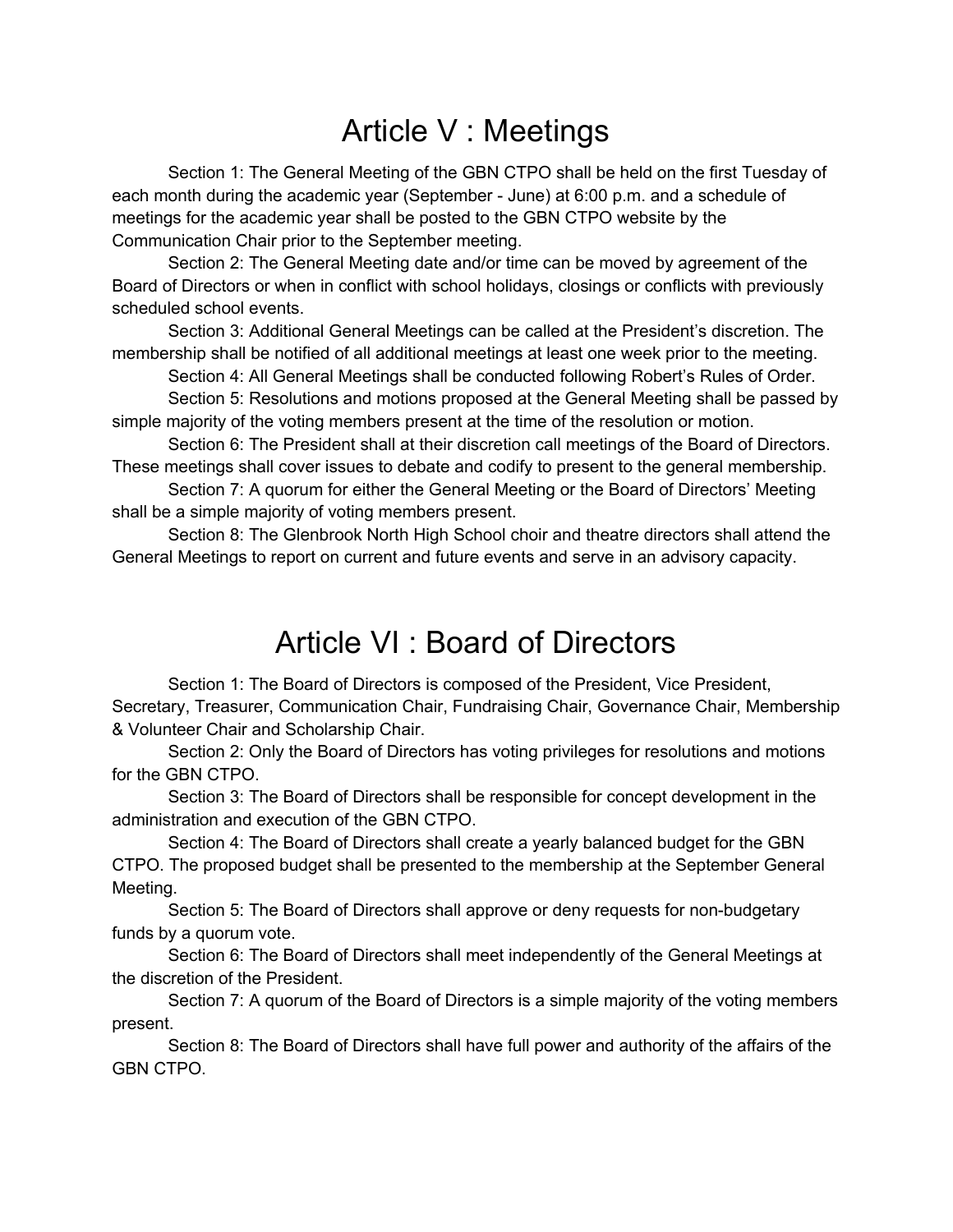# Article V : Meetings

Section 1: The General Meeting of the GBN CTPO shall be held on the first Tuesday of each month during the academic year (September - June) at 6:00 p.m. and a schedule of meetings for the academic year shall be posted to the GBN CTPO website by the Communication Chair prior to the September meeting.

Section 2: The General Meeting date and/or time can be moved by agreement of the Board of Directors or when in conflict with school holidays, closings or conflicts with previously scheduled school events.

Section 3: Additional General Meetings can be called at the President's discretion. The membership shall be notified of all additional meetings at least one week prior to the meeting.

Section 4: All General Meetings shall be conducted following Robert's Rules of Order.

Section 5: Resolutions and motions proposed at the General Meeting shall be passed by simple majority of the voting members present at the time of the resolution or motion.

Section 6: The President shall at their discretion call meetings of the Board of Directors. These meetings shall cover issues to debate and codify to present to the general membership.

Section 7: A quorum for either the General Meeting or the Board of Directors' Meeting shall be a simple majority of voting members present.

Section 8: The Glenbrook North High School choir and theatre directors shall attend the General Meetings to report on current and future events and serve in an advisory capacity.

# Article VI : Board of Directors

Section 1: The Board of Directors is composed of the President, Vice President, Secretary, Treasurer, Communication Chair, Fundraising Chair, Governance Chair, Membership & Volunteer Chair and Scholarship Chair.

Section 2: Only the Board of Directors has voting privileges for resolutions and motions for the GBN CTPO.

Section 3: The Board of Directors shall be responsible for concept development in the administration and execution of the GBN CTPO.

Section 4: The Board of Directors shall create a yearly balanced budget for the GBN CTPO. The proposed budget shall be presented to the membership at the September General Meeting.

Section 5: The Board of Directors shall approve or deny requests for non-budgetary funds by a quorum vote.

Section 6: The Board of Directors shall meet independently of the General Meetings at the discretion of the President.

Section 7: A quorum of the Board of Directors is a simple majority of the voting members present.

Section 8: The Board of Directors shall have full power and authority of the affairs of the GBN CTPO.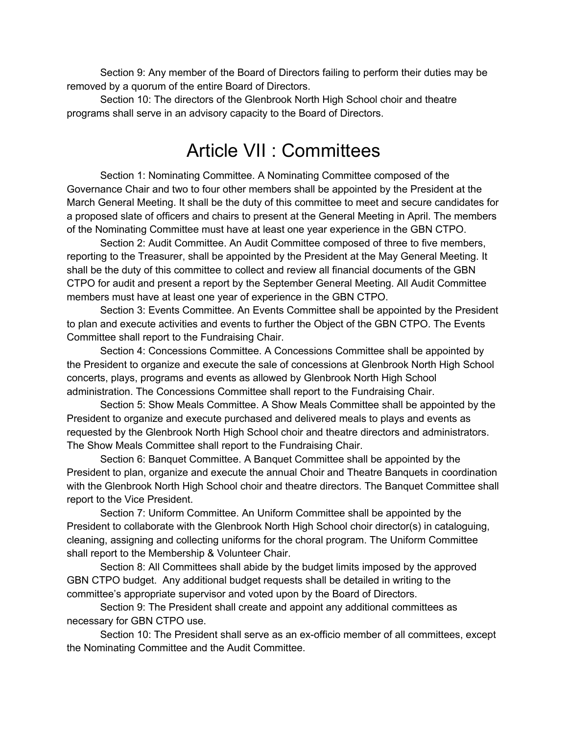Section 9: Any member of the Board of Directors failing to perform their duties may be removed by a quorum of the entire Board of Directors.

Section 10: The directors of the Glenbrook North High School choir and theatre programs shall serve in an advisory capacity to the Board of Directors.

# Article VII : Committees

Section 1: Nominating Committee. A Nominating Committee composed of the Governance Chair and two to four other members shall be appointed by the President at the March General Meeting. It shall be the duty of this committee to meet and secure candidates for a proposed slate of officers and chairs to present at the General Meeting in April. The members of the Nominating Committee must have at least one year experience in the GBN CTPO.

Section 2: Audit Committee. An Audit Committee composed of three to five members, reporting to the Treasurer, shall be appointed by the President at the May General Meeting. It shall be the duty of this committee to collect and review all financial documents of the GBN CTPO for audit and present a report by the September General Meeting. All Audit Committee members must have at least one year of experience in the GBN CTPO.

Section 3: Events Committee. An Events Committee shall be appointed by the President to plan and execute activities and events to further the Object of the GBN CTPO. The Events Committee shall report to the Fundraising Chair.

Section 4: Concessions Committee. A Concessions Committee shall be appointed by the President to organize and execute the sale of concessions at Glenbrook North High School concerts, plays, programs and events as allowed by Glenbrook North High School administration. The Concessions Committee shall report to the Fundraising Chair.

Section 5: Show Meals Committee. A Show Meals Committee shall be appointed by the President to organize and execute purchased and delivered meals to plays and events as requested by the Glenbrook North High School choir and theatre directors and administrators. The Show Meals Committee shall report to the Fundraising Chair.

Section 6: Banquet Committee. A Banquet Committee shall be appointed by the President to plan, organize and execute the annual Choir and Theatre Banquets in coordination with the Glenbrook North High School choir and theatre directors. The Banquet Committee shall report to the Vice President.

Section 7: Uniform Committee. An Uniform Committee shall be appointed by the President to collaborate with the Glenbrook North High School choir director(s) in cataloguing, cleaning, assigning and collecting uniforms for the choral program. The Uniform Committee shall report to the Membership & Volunteer Chair.

Section 8: All Committees shall abide by the budget limits imposed by the approved GBN CTPO budget. Any additional budget requests shall be detailed in writing to the committee's appropriate supervisor and voted upon by the Board of Directors.

Section 9: The President shall create and appoint any additional committees as necessary for GBN CTPO use.

Section 10: The President shall serve as an ex-officio member of all committees, except the Nominating Committee and the Audit Committee.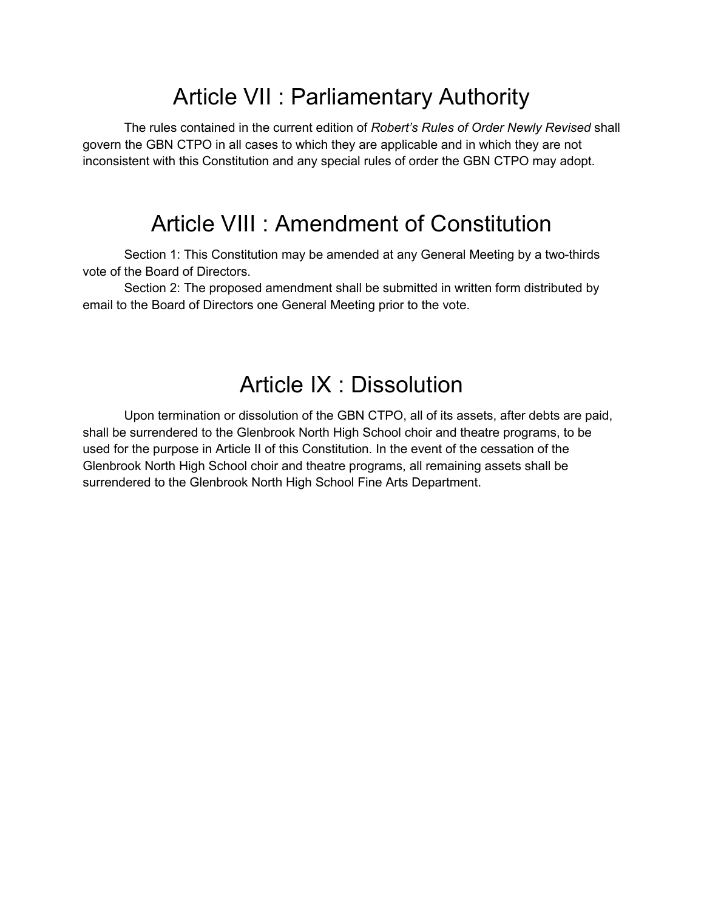## Article VII : Parliamentary Authority

The rules contained in the current edition of *Robert's Rules of Order Newly Revised* shall govern the GBN CTPO in all cases to which they are applicable and in which they are not inconsistent with this Constitution and any special rules of order the GBN CTPO may adopt.

## Article VIII : Amendment of Constitution

Section 1: This Constitution may be amended at any General Meeting by a two-thirds vote of the Board of Directors.

Section 2: The proposed amendment shall be submitted in written form distributed by email to the Board of Directors one General Meeting prior to the vote.

## Article IX : Dissolution

Upon termination or dissolution of the GBN CTPO, all of its assets, after debts are paid, shall be surrendered to the Glenbrook North High School choir and theatre programs, to be used for the purpose in Article II of this Constitution. In the event of the cessation of the Glenbrook North High School choir and theatre programs, all remaining assets shall be surrendered to the Glenbrook North High School Fine Arts Department.